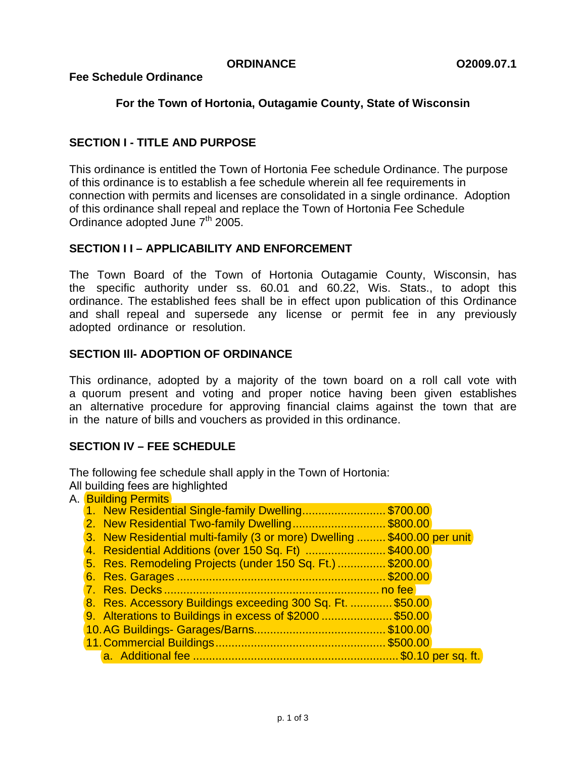**ORDINANCE** **O2009.07.1**

**Fee Schedule Ordinance**

**For the Town of Hortonia, Outagamie County, State of Wisconsin**

## SECTION I - TITLE AND PURPOSE

This ordinance is entitled the Town of Hortonia Fee schedule Ordinance. The purpose of this ordinance is to establish a fee schedule wherein all fee requirements in connection with permits and licenses are consolidated in a single ordinance. Adoption of this ordinance shall repeal and replace the Town of Hortonia Fee Schedule Ordinance adopted June 7th 2005.

## SECTION I I – APPLICABILITY AND ENFORCEMENT

The Town Board of the Town of Hortonia Outagamie County, Wisconsin, has the specific authority under ss. 60.01 and 60.22, Wis. Stats., to adopt this ordinance. The established fees shall be in effect upon publication of this Ordinance and shall repeal and supersede any license or permit fee in any previously adopted ordinance or resolution.

## SECTION III- ADOPTION OF ORDINANCE

This ordinance, adopted by a majority of the town board on a roll call vote with a quorum present and voting and proper notice having been given establishes an alternative procedure for approving financial claims against the town that are in the nature of bills and vouchers as provided in this ordinance.

## SECTION IV – FEE SCHEDULE

The following fee schedule shall apply in the Town of Hortonia:
All building fees are highlighted

A. Building Permits
   1. New Residential Single-family Dwelling.......................... $700.00
   2. New Residential Two-family Dwelling............................ $800.00
   3. New Residential multi-family (3 or more) Dwelling ......... $400.00 per unit
   4. Residential Additions (over 150 Sq. Ft) ......................... $400.00
   5. Res. Remodeling Projects (under 150 Sq. Ft.) ............... $200.00
   6. Res. Garages ................................................................ $200.00
   7. Res. Decks .................................................................. no fee
   8. Res. Accessory Buildings exceeding 300 Sq. Ft. ............. $50.00
   9. Alterations to Buildings in excess of $2000 ...................... $50.00
   10. AG Buildings- Garages/Barns........................................ $100.00
   11. Commercial Buildings.................................................... $500.00
       a. Additional fee .............................................................. $0.10 per sq. ft.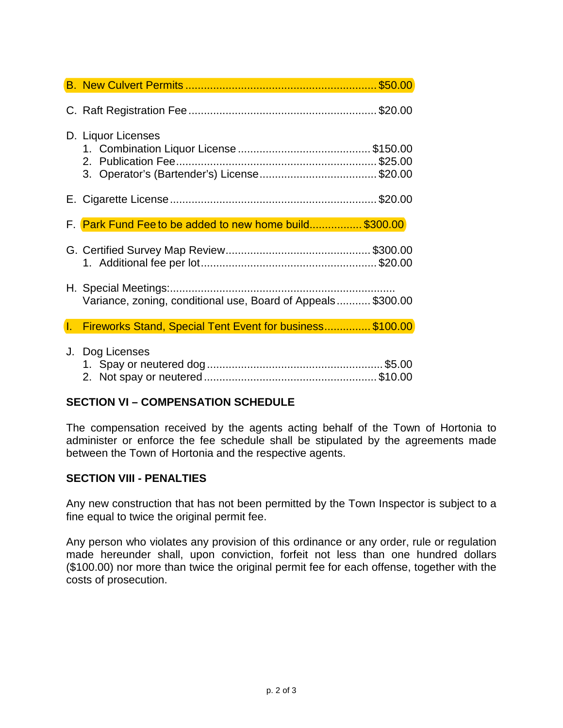B. New Culvert Permits ............................................................ $50.00

C. Raft Registration Fee ............................................................ $20.00

D. Liquor Licenses
   1. Combination Liquor License .......................................... $150.00
   2. Publication Fee ................................................................ $25.00
   3. Operator's (Bartender's) License ..................................... $20.00

E. Cigarette License .................................................................. $20.00

F. Park Fund Fee to be added to new home build................. $300.00

G. Certified Survey Map Review.............................................. $300.00
   1. Additional fee per lot ........................................................ $20.00

H. Special Meetings:........................................................................
   Variance, zoning, conditional use, Board of Appeals ........... $300.00

I. Fireworks Stand, Special Tent Event for business............... $100.00

J. Dog Licenses
   1. Spay or neutered dog ........................................................ $5.00
   2. Not spay or neutered ....................................................... $10.00

**SECTION VI – COMPENSATION SCHEDULE**

The compensation received by the agents acting behalf of the Town of Hortonia to administer or enforce the fee schedule shall be stipulated by the agreements made between the Town of Hortonia and the respective agents.

**SECTION VIII - PENALTIES**

Any new construction that has not been permitted by the Town Inspector is subject to a fine equal to twice the original permit fee.

Any person who violates any provision of this ordinance or any order, rule or regulation made hereunder shall, upon conviction, forfeit not less than one hundred dollars ($100.00) nor more than twice the original permit fee for each offense, together with the costs of prosecution.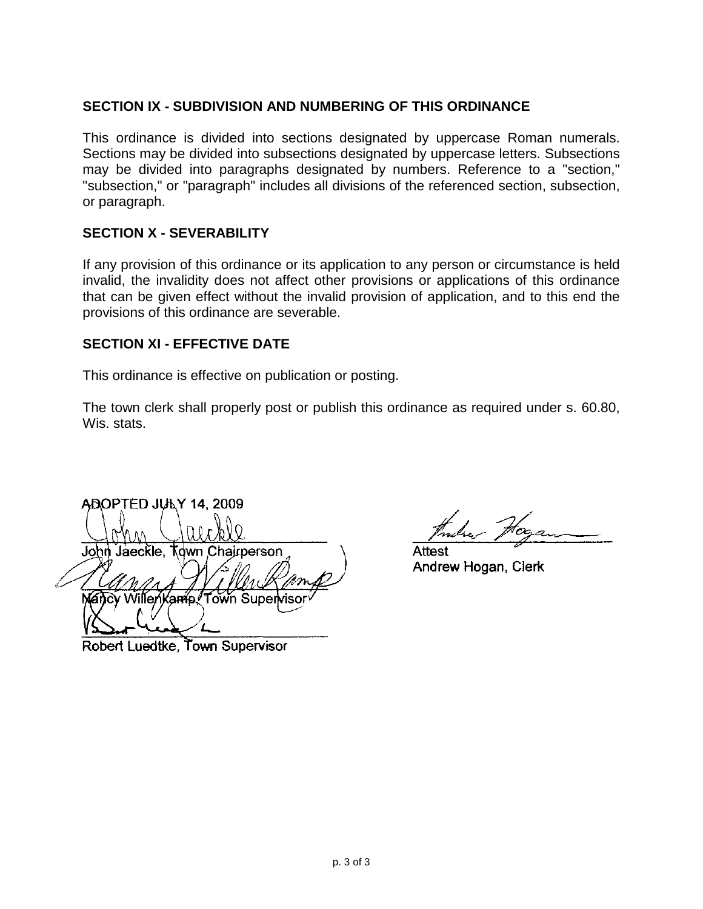## SECTION IX - SUBDIVISION AND NUMBERING OF THIS ORDINANCE

This ordinance is divided into sections designated by uppercase Roman numerals. Sections may be divided into subsections designated by uppercase letters. Subsections may be divided into paragraphs designated by numbers. Reference to a "section," "subsection," or "paragraph" includes all divisions of the referenced section, subsection, or paragraph.

## SECTION X - SEVERABILITY

If any provision of this ordinance or its application to any person or circumstance is held invalid, the invalidity does not affect other provisions or applications of this ordinance that can be given effect without the invalid provision of application, and to this end the provisions of this ordinance are severable.

## SECTION XI - EFFECTIVE DATE

This ordinance is effective on publication or posting.

The town clerk shall properly post or publish this ordinance as required under s. 60.80, Wis. stats.

ADOPTED JULY 14, 2009

John Jaeckle, Town Chairperson

Nancy Willenkamp, Town Supervisor

Robert Luedtke, Town Supervisor

Attest
Andrew Hogan, Clerk